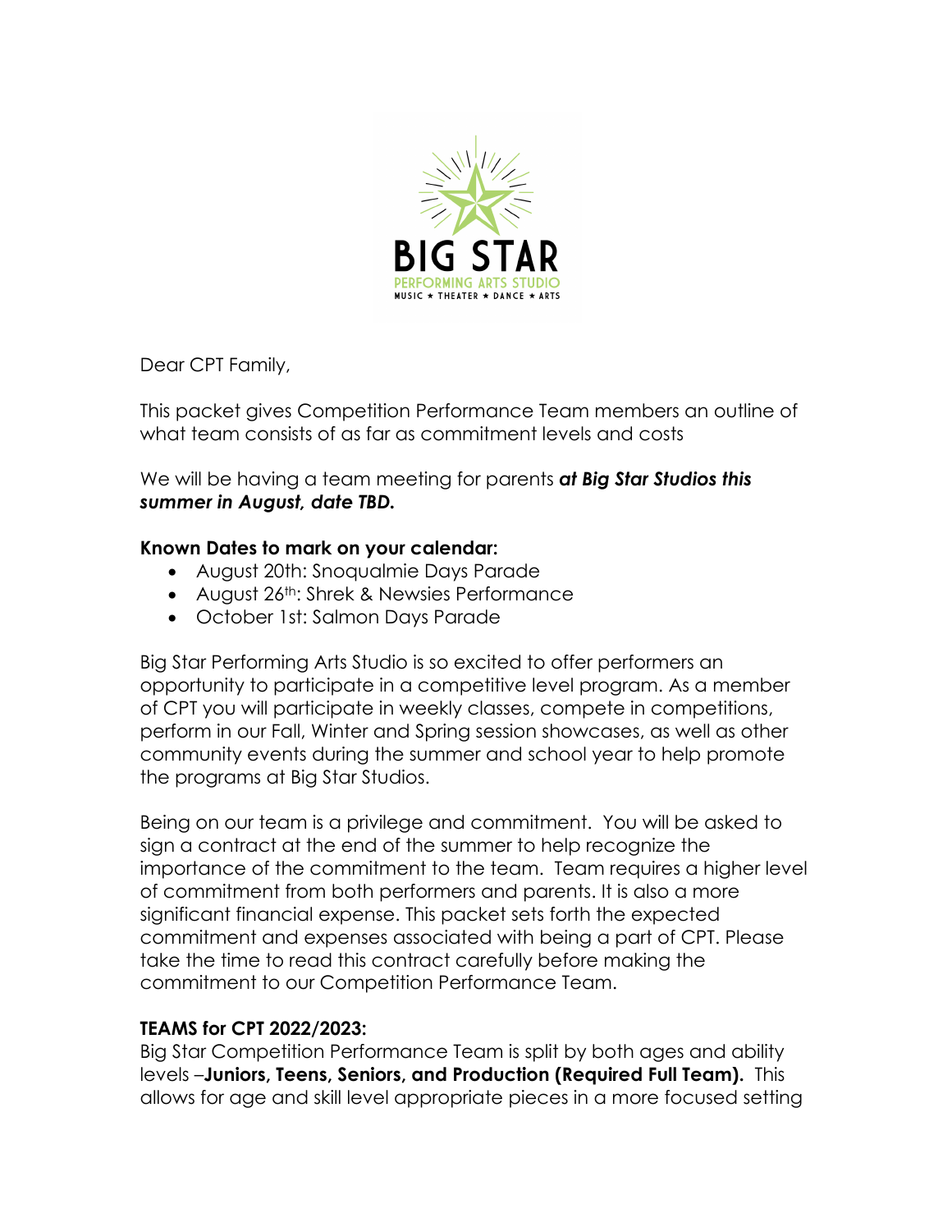Dear CPT Family,

This packet gives Competition Performance Team members an outline of what team consists of as far as commitment levels and costs

We will be having a team meeting for parents ***at Big Star Studios this summer in August, date TBD.***

**Known Dates to mark on your calendar:**

- August 20th: Snoqualmie Days Parade
- August 26th: Shrek & Newsies Performance
- October 1st: Salmon Days Parade

Big Star Performing Arts Studio is so excited to offer performers an opportunity to participate in a competitive level program. As a member of CPT you will participate in weekly classes, compete in competitions, perform in our Fall, Winter and Spring session showcases, as well as other community events during the summer and school year to help promote the programs at Big Star Studios.

Being on our team is a privilege and commitment. You will be asked to sign a contract at the end of the summer to help recognize the importance of the commitment to the team. Team requires a higher level of commitment from both performers and parents. It is also a more significant financial expense. This packet sets forth the expected commitment and expenses associated with being a part of CPT. Please take the time to read this contract carefully before making the commitment to our Competition Performance Team.

**TEAMS for CPT 2022/2023:**

Big Star Competition Performance Team is split by both ages and ability levels –**Juniors, Teens, Seniors, and Production (Required Full Team).** This allows for age and skill level appropriate pieces in a more focused setting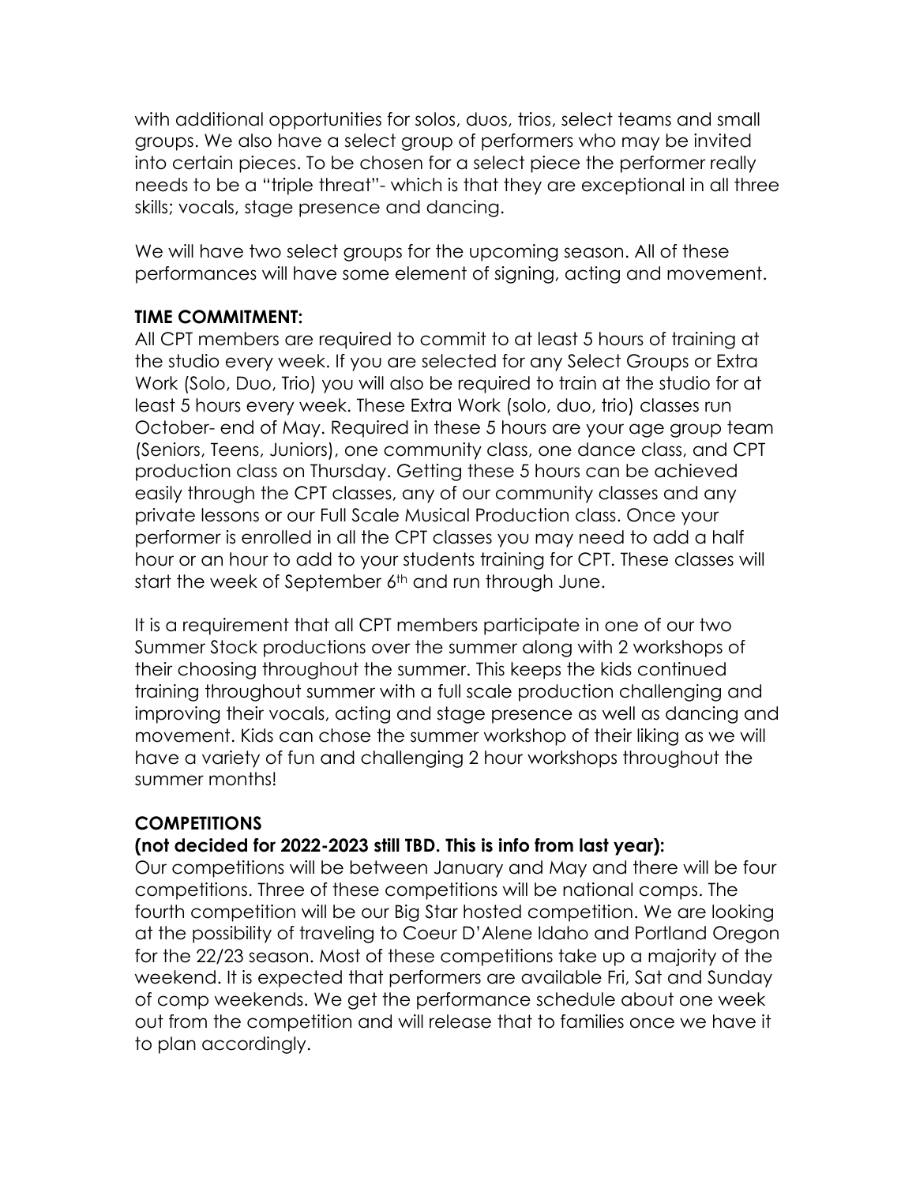with additional opportunities for solos, duos, trios, select teams and small groups. We also have a select group of performers who may be invited into certain pieces. To be chosen for a select piece the performer really needs to be a "triple threat"- which is that they are exceptional in all three skills; vocals, stage presence and dancing.

We will have two select groups for the upcoming season. All of these performances will have some element of signing, acting and movement.

**TIME COMMITMENT:**

All CPT members are required to commit to at least 5 hours of training at the studio every week. If you are selected for any Select Groups or Extra Work (Solo, Duo, Trio) you will also be required to train at the studio for at least 5 hours every week. These Extra Work (solo, duo, trio) classes run October- end of May. Required in these 5 hours are your age group team (Seniors, Teens, Juniors), one community class, one dance class, and CPT production class on Thursday. Getting these 5 hours can be achieved easily through the CPT classes, any of our community classes and any private lessons or our Full Scale Musical Production class. Once your performer is enrolled in all the CPT classes you may need to add a half hour or an hour to add to your students training for CPT. These classes will start the week of September 6th and run through June.

It is a requirement that all CPT members participate in one of our two Summer Stock productions over the summer along with 2 workshops of their choosing throughout the summer. This keeps the kids continued training throughout summer with a full scale production challenging and improving their vocals, acting and stage presence as well as dancing and movement. Kids can chose the summer workshop of their liking as we will have a variety of fun and challenging 2 hour workshops throughout the summer months!

**COMPETITIONS**

**(not decided for 2022-2023 still TBD. This is info from last year):**

Our competitions will be between January and May and there will be four competitions. Three of these competitions will be national comps. The fourth competition will be our Big Star hosted competition. We are looking at the possibility of traveling to Coeur D'Alene Idaho and Portland Oregon for the 22/23 season. Most of these competitions take up a majority of the weekend. It is expected that performers are available Fri, Sat and Sunday of comp weekends. We get the performance schedule about one week out from the competition and will release that to families once we have it to plan accordingly.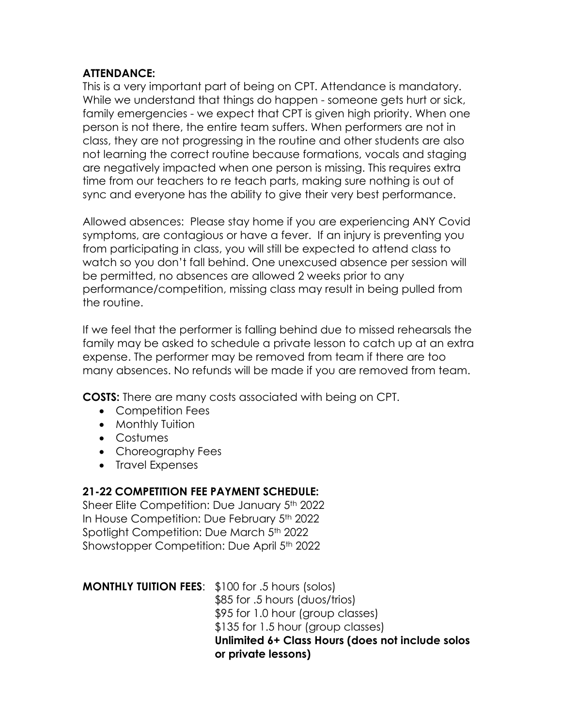**ATTENDANCE:**

This is a very important part of being on CPT. Attendance is mandatory. While we understand that things do happen - someone gets hurt or sick, family emergencies - we expect that CPT is given high priority. When one person is not there, the entire team suffers. When performers are not in class, they are not progressing in the routine and other students are also not learning the correct routine because formations, vocals and staging are negatively impacted when one person is missing. This requires extra time from our teachers to re teach parts, making sure nothing is out of sync and everyone has the ability to give their very best performance.

Allowed absences: Please stay home if you are experiencing ANY Covid symptoms, are contagious or have a fever. If an injury is preventing you from participating in class, you will still be expected to attend class to watch so you don't fall behind. One unexcused absence per session will be permitted, no absences are allowed 2 weeks prior to any performance/competition, missing class may result in being pulled from the routine.

If we feel that the performer is falling behind due to missed rehearsals the family may be asked to schedule a private lesson to catch up at an extra expense. The performer may be removed from team if there are too many absences. No refunds will be made if you are removed from team.

**COSTS:** There are many costs associated with being on CPT.

- Competition Fees
- Monthly Tuition
- Costumes
- Choreography Fees
- Travel Expenses

**21-22 COMPETITION FEE PAYMENT SCHEDULE:**

Sheer Elite Competition: Due January 5th 2022
In House Competition: Due February 5th 2022
Spotlight Competition: Due March 5th 2022
Showstopper Competition: Due April 5th 2022

**MONTHLY TUITION FEES**: $100 for .5 hours (solos)
$85 for .5 hours (duos/trios)
$95 for 1.0 hour (group classes)
$135 for 1.5 hour (group classes)
**Unlimited 6+ Class Hours (does not include solos or private lessons)**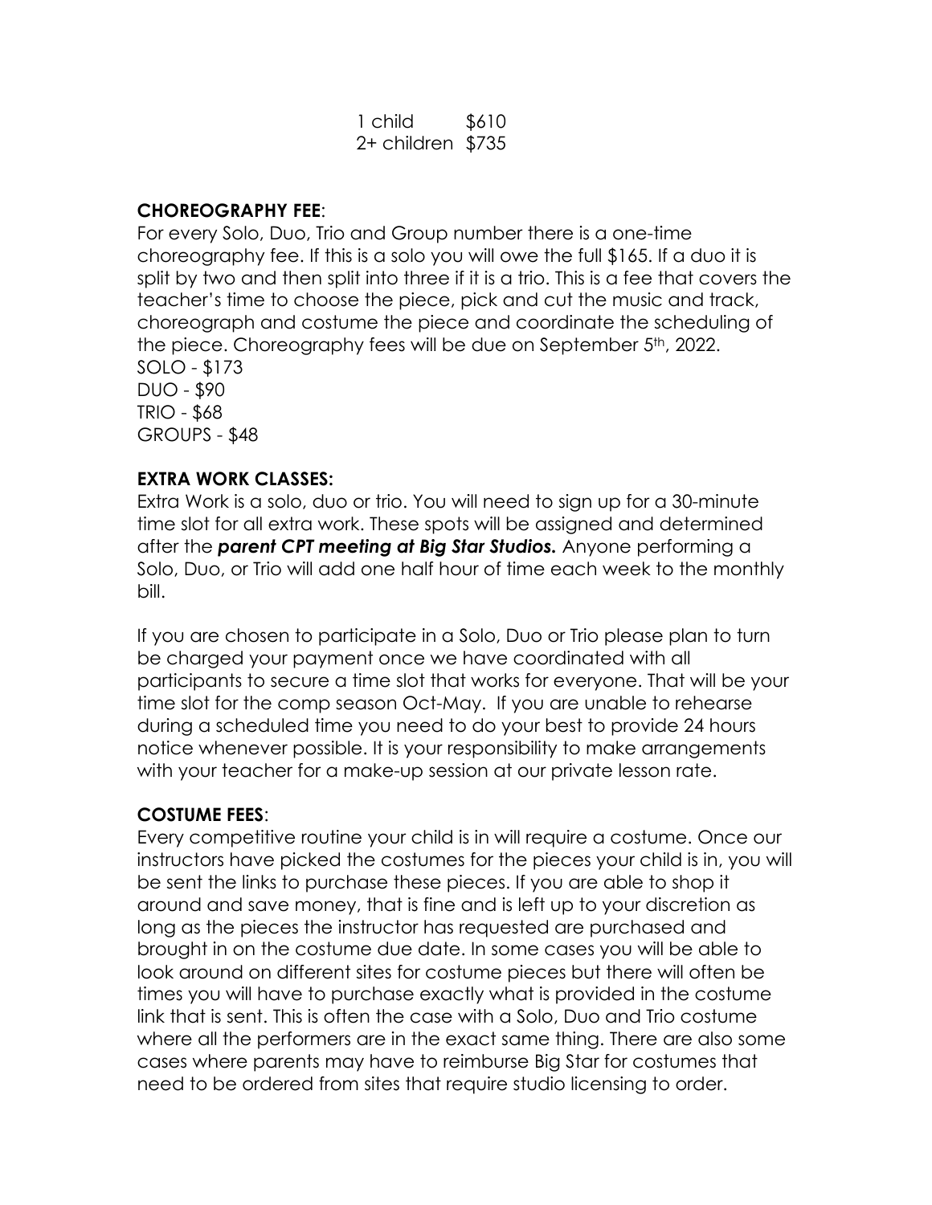| | |
|---|---|
| 1 child | $610 |
| 2+ children | $735 |

**CHOREOGRAPHY FEE**:

For every Solo, Duo, Trio and Group number there is a one-time choreography fee. If this is a solo you will owe the full $165. If a duo it is split by two and then split into three if it is a trio. This is a fee that covers the teacher's time to choose the piece, pick and cut the music and track, choreograph and costume the piece and coordinate the scheduling of the piece. Choreography fees will be due on September 5th, 2022.

SOLO - $173
DUO - $90
TRIO - $68
GROUPS - $48

**EXTRA WORK CLASSES:**

Extra Work is a solo, duo or trio. You will need to sign up for a 30-minute time slot for all extra work. These spots will be assigned and determined after the ***parent CPT meeting at Big Star Studios.*** Anyone performing a Solo, Duo, or Trio will add one half hour of time each week to the monthly bill.

If you are chosen to participate in a Solo, Duo or Trio please plan to turn be charged your payment once we have coordinated with all participants to secure a time slot that works for everyone. That will be your time slot for the comp season Oct-May. If you are unable to rehearse during a scheduled time you need to do your best to provide 24 hours notice whenever possible. It is your responsibility to make arrangements with your teacher for a make-up session at our private lesson rate.

**COSTUME FEES**:

Every competitive routine your child is in will require a costume. Once our instructors have picked the costumes for the pieces your child is in, you will be sent the links to purchase these pieces. If you are able to shop it around and save money, that is fine and is left up to your discretion as long as the pieces the instructor has requested are purchased and brought in on the costume due date. In some cases you will be able to look around on different sites for costume pieces but there will often be times you will have to purchase exactly what is provided in the costume link that is sent. This is often the case with a Solo, Duo and Trio costume where all the performers are in the exact same thing. There are also some cases where parents may have to reimburse Big Star for costumes that need to be ordered from sites that require studio licensing to order.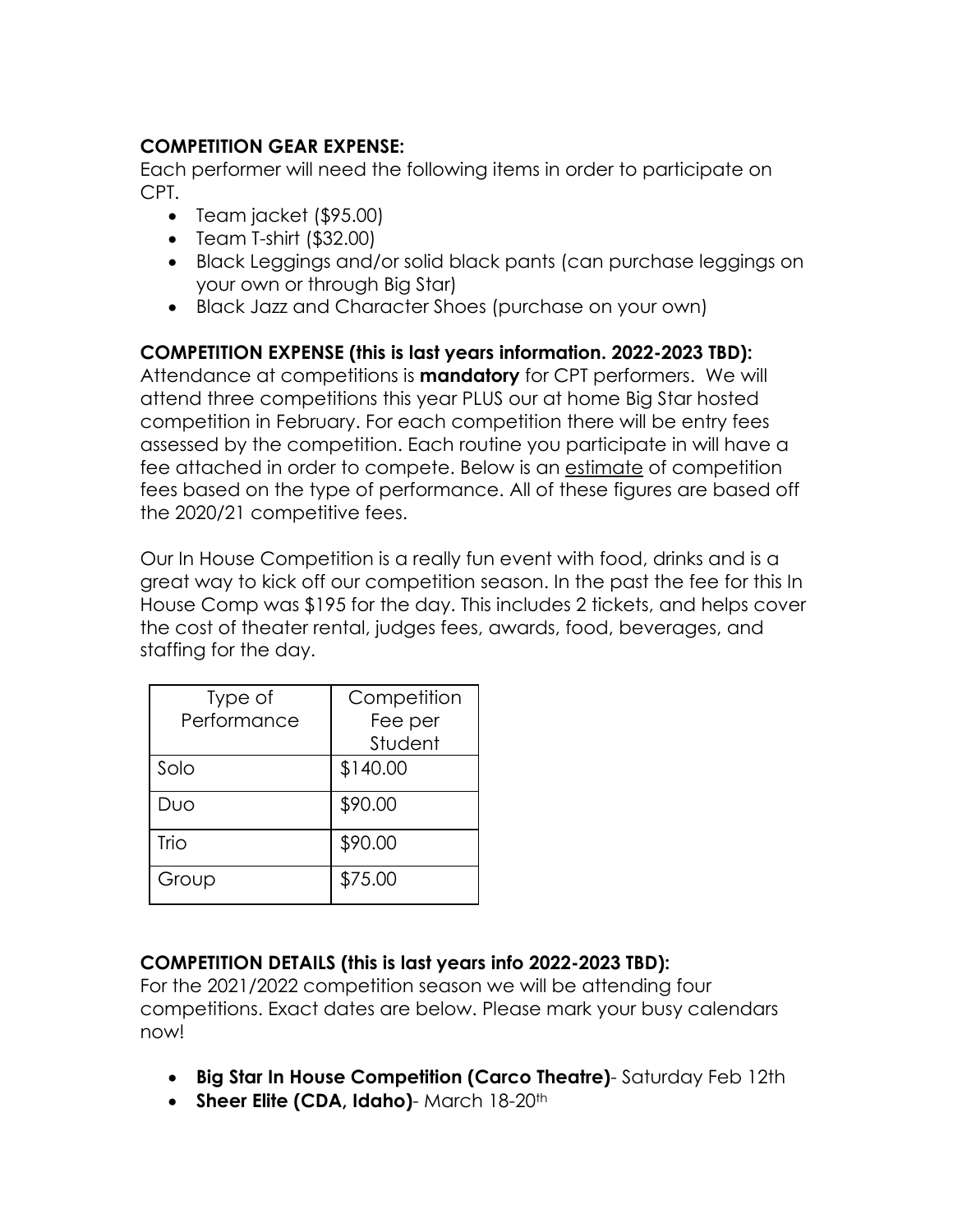**COMPETITION GEAR EXPENSE:**

Each performer will need the following items in order to participate on CPT.

- Team jacket ($95.00)
- Team T-shirt ($32.00)
- Black Leggings and/or solid black pants (can purchase leggings on your own or through Big Star)
- Black Jazz and Character Shoes (purchase on your own)

**COMPETITION EXPENSE (this is last years information. 2022-2023 TBD):**

Attendance at competitions is **mandatory** for CPT performers. We will attend three competitions this year PLUS our at home Big Star hosted competition in February. For each competition there will be entry fees assessed by the competition. Each routine you participate in will have a fee attached in order to compete. Below is an <u>estimate</u> of competition fees based on the type of performance. All of these figures are based off the 2020/21 competitive fees.

Our In House Competition is a really fun event with food, drinks and is a great way to kick off our competition season. In the past the fee for this In House Comp was $195 for the day. This includes 2 tickets, and helps cover the cost of theater rental, judges fees, awards, food, beverages, and staffing for the day.

| Type of Performance | Competition Fee per Student |
|---|---|
| Solo | $140.00 |
| Duo | $90.00 |
| Trio | $90.00 |
| Group | $75.00 |

**COMPETITION DETAILS (this is last years info 2022-2023 TBD):**

For the 2021/2022 competition season we will be attending four competitions. Exact dates are below. Please mark your busy calendars now!

- **Big Star In House Competition (Carco Theatre)**- Saturday Feb 12th
- **Sheer Elite (CDA, Idaho)**- March 18-20th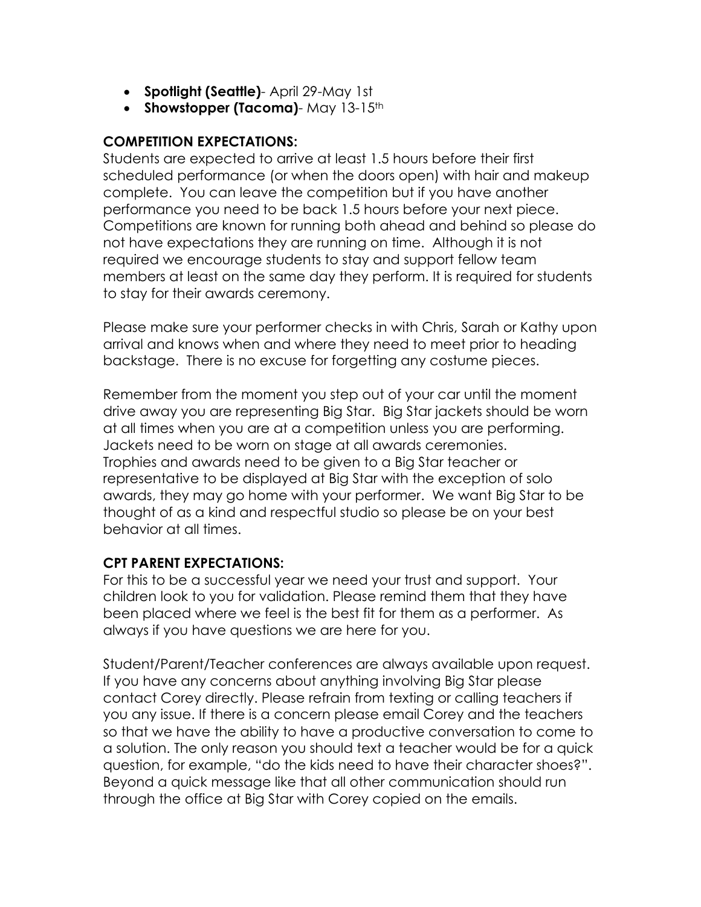- **Spotlight (Seattle)**- April 29-May 1st
- **Showstopper (Tacoma)**- May 13-15th

**COMPETITION EXPECTATIONS:**

Students are expected to arrive at least 1.5 hours before their first scheduled performance (or when the doors open) with hair and makeup complete. You can leave the competition but if you have another performance you need to be back 1.5 hours before your next piece. Competitions are known for running both ahead and behind so please do not have expectations they are running on time. Although it is not required we encourage students to stay and support fellow team members at least on the same day they perform. It is required for students to stay for their awards ceremony.

Please make sure your performer checks in with Chris, Sarah or Kathy upon arrival and knows when and where they need to meet prior to heading backstage. There is no excuse for forgetting any costume pieces.

Remember from the moment you step out of your car until the moment drive away you are representing Big Star. Big Star jackets should be worn at all times when you are at a competition unless you are performing. Jackets need to be worn on stage at all awards ceremonies. Trophies and awards need to be given to a Big Star teacher or representative to be displayed at Big Star with the exception of solo awards, they may go home with your performer. We want Big Star to be thought of as a kind and respectful studio so please be on your best behavior at all times.

**CPT PARENT EXPECTATIONS:**

For this to be a successful year we need your trust and support. Your children look to you for validation. Please remind them that they have been placed where we feel is the best fit for them as a performer. As always if you have questions we are here for you.

Student/Parent/Teacher conferences are always available upon request. If you have any concerns about anything involving Big Star please contact Corey directly. Please refrain from texting or calling teachers if you any issue. If there is a concern please email Corey and the teachers so that we have the ability to have a productive conversation to come to a solution. The only reason you should text a teacher would be for a quick question, for example, "do the kids need to have their character shoes?". Beyond a quick message like that all other communication should run through the office at Big Star with Corey copied on the emails.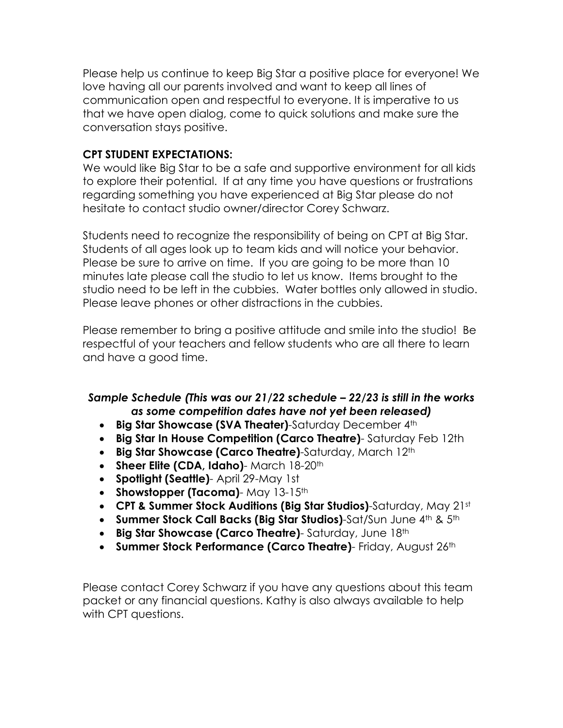Please help us continue to keep Big Star a positive place for everyone! We love having all our parents involved and want to keep all lines of communication open and respectful to everyone. It is imperative to us that we have open dialog, come to quick solutions and make sure the conversation stays positive.

**CPT STUDENT EXPECTATIONS:**

We would like Big Star to be a safe and supportive environment for all kids to explore their potential. If at any time you have questions or frustrations regarding something you have experienced at Big Star please do not hesitate to contact studio owner/director Corey Schwarz.

Students need to recognize the responsibility of being on CPT at Big Star. Students of all ages look up to team kids and will notice your behavior. Please be sure to arrive on time. If you are going to be more than 10 minutes late please call the studio to let us know. Items brought to the studio need to be left in the cubbies. Water bottles only allowed in studio. Please leave phones or other distractions in the cubbies.

Please remember to bring a positive attitude and smile into the studio! Be respectful of your teachers and fellow students who are all there to learn and have a good time.

***Sample Schedule (This was our 21/22 schedule – 22/23 is still in the works as some competition dates have not yet been released)***

- **Big Star Showcase (SVA Theater)**-Saturday December 4th
- **Big Star In House Competition (Carco Theatre)**- Saturday Feb 12th
- **Big Star Showcase (Carco Theatre)**-Saturday, March 12th
- **Sheer Elite (CDA, Idaho)**- March 18-20th
- **Spotlight (Seattle)**- April 29-May 1st
- **Showstopper (Tacoma)**- May 13-15th
- **CPT & Summer Stock Auditions (Big Star Studios)**-Saturday, May 21st
- **Summer Stock Call Backs (Big Star Studios)**-Sat/Sun June 4th & 5th
- **Big Star Showcase (Carco Theatre)**- Saturday, June 18th
- **Summer Stock Performance (Carco Theatre)**- Friday, August 26th

Please contact Corey Schwarz if you have any questions about this team packet or any financial questions. Kathy is also always available to help with CPT questions.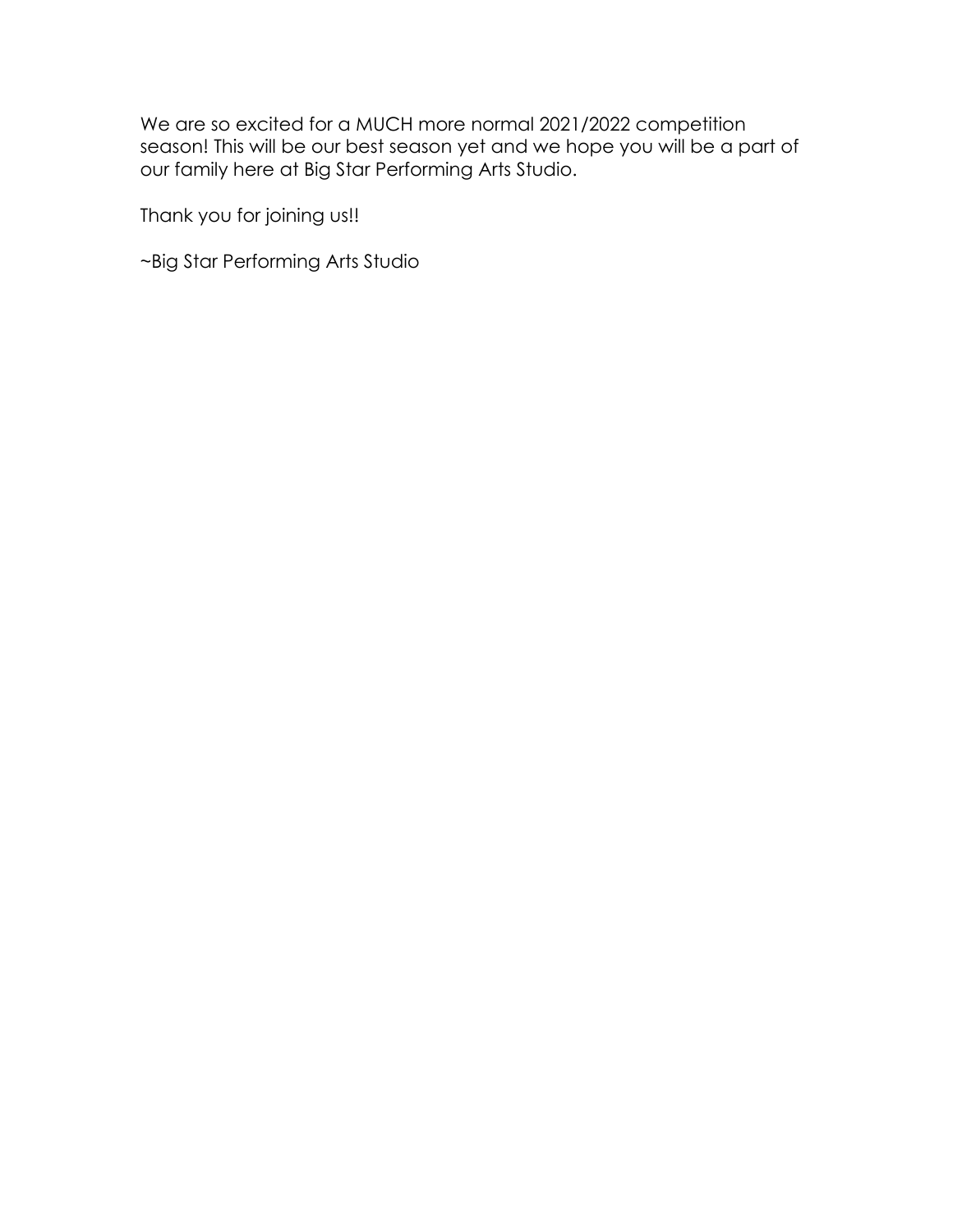We are so excited for a MUCH more normal 2021/2022 competition season! This will be our best season yet and we hope you will be a part of our family here at Big Star Performing Arts Studio.

Thank you for joining us!!

~Big Star Performing Arts Studio